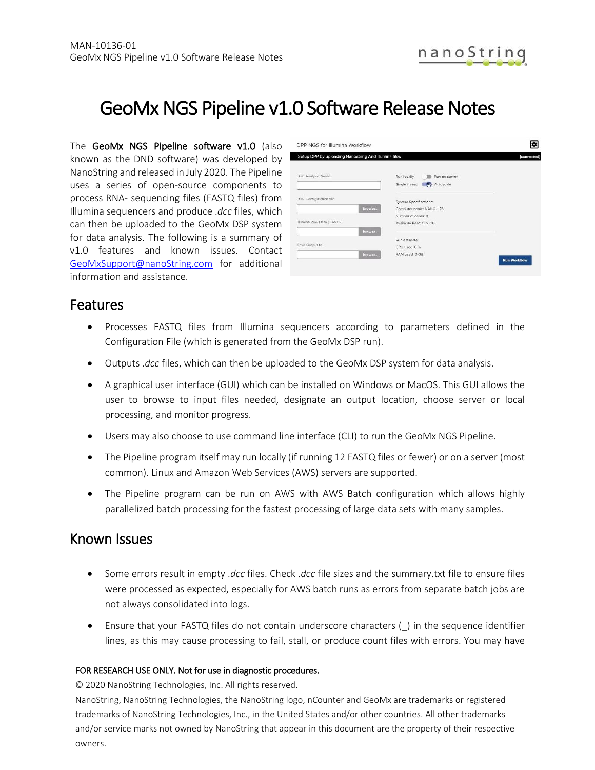# GeoMx NGS Pipeline v1.0 Software Release Notes

The **GeoMx NGS Pipeline software v1.0** (also known as the DND software) was developed by NanoString and released in July 2020. The Pipeline uses a series of open-source components to process RNA- sequencing files (FASTQ files) from Illumina sequencers and produce *.dcc* files, which can then be uploaded to the GeoMx DSP system for data analysis. The following is a summary of v1.0 features and known issues. Contact GeoMxSupport@nanoString.com for additional information and assistance.

## Features

- Processes FASTQ files from Illumina sequencers according to parameters defined in the Configuration File (which is generated from the GeoMx DSP run).
- Outputs *.dcc* files, which can then be uploaded to the GeoMx DSP system for data analysis.
- A graphical user interface (GUI) which can be installed on Windows or MacOS. This GUI allows the user to browse to input files needed, designate an output location, choose server or local processing, and monitor progress.
- Users may also choose to use command line interface (CLI) to run the GeoMx NGS Pipeline.
- The Pipeline program itself may run locally (if running 12 FASTQ files or fewer) or on a server (most common). Linux and Amazon Web Services (AWS) servers are supported.
- The Pipeline program can be run on AWS with AWS Batch configuration which allows highly parallelized batch processing for the fastest processing of large data sets with many samples.

## Known Issues

- Some errors result in empty *.dcc* files. Check *.dcc* file sizes and the summary.txt file to ensure files were processed as expected, especially for AWS batch runs as errors from separate batch jobs are not always consolidated into logs.
- Ensure that your FASTQ files do not contain underscore characters (_) in the sequence identifier lines, as this may cause processing to fail, stall, or produce count files with errors. You may have

**FOR RESEARCH USE ONLY. Not for use in diagnostic procedures.**

© 2020 NanoString Technologies, Inc. All rights reserved.

NanoString, NanoString Technologies, the NanoString logo, nCounter and GeoMx are trademarks or registered trademarks of NanoString Technologies, Inc., in the United States and/or other countries. All other trademarks and/or service marks not owned by NanoString that appear in this document are the property of their respective owners.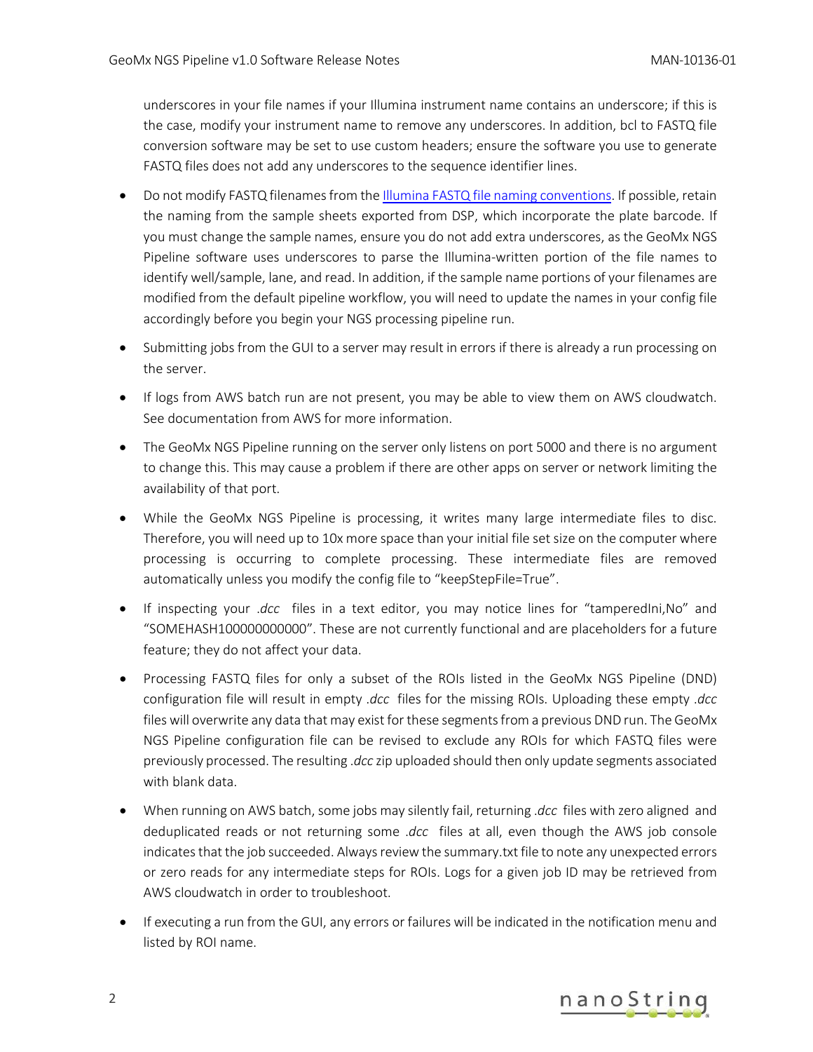underscores in your file names if your Illumina instrument name contains an underscore; if this is the case, modify your instrument name to remove any underscores. In addition, bcl to FASTQ file conversion software may be set to use custom headers; ensure the software you use to generate FASTQ files does not add any underscores to the sequence identifier lines.

- Do not modify FASTQ filenames from the [Illumina FASTQ file naming conventions](). If possible, retain the naming from the sample sheets exported from DSP, which incorporate the plate barcode. If you must change the sample names, ensure you do not add extra underscores, as the GeoMx NGS Pipeline software uses underscores to parse the Illumina-written portion of the file names to identify well/sample, lane, and read. In addition, if the sample name portions of your filenames are modified from the default pipeline workflow, you will need to update the names in your config file accordingly before you begin your NGS processing pipeline run.

- Submitting jobs from the GUI to a server may result in errors if there is already a run processing on the server.

- If logs from AWS batch run are not present, you may be able to view them on AWS cloudwatch. See documentation from AWS for more information.

- The GeoMx NGS Pipeline running on the server only listens on port 5000 and there is no argument to change this. This may cause a problem if there are other apps on server or network limiting the availability of that port.

- While the GeoMx NGS Pipeline is processing, it writes many large intermediate files to disc. Therefore, you will need up to 10x more space than your initial file set size on the computer where processing is occurring to complete processing. These intermediate files are removed automatically unless you modify the config file to "keepStepFile=True".

- If inspecting your *.dcc* files in a text editor, you may notice lines for "tamperedIni,No" and "SOMEHASH100000000000". These are not currently functional and are placeholders for a future feature; they do not affect your data.

- Processing FASTQ files for only a subset of the ROIs listed in the GeoMx NGS Pipeline (DND) configuration file will result in empty *.dcc* files for the missing ROIs. Uploading these empty *.dcc* files will overwrite any data that may exist for these segments from a previous DND run. The GeoMx NGS Pipeline configuration file can be revised to exclude any ROIs for which FASTQ files were previously processed. The resulting *.dcc* zip uploaded should then only update segments associated with blank data.

- When running on AWS batch, some jobs may silently fail, returning *.dcc* files with zero aligned and deduplicated reads or not returning some *.dcc* files at all, even though the AWS job console indicates that the job succeeded. Always review the summary.txt file to note any unexpected errors or zero reads for any intermediate steps for ROIs. Logs for a given job ID may be retrieved from AWS cloudwatch in order to troubleshoot.

- If executing a run from the GUI, any errors or failures will be indicated in the notification menu and listed by ROI name.